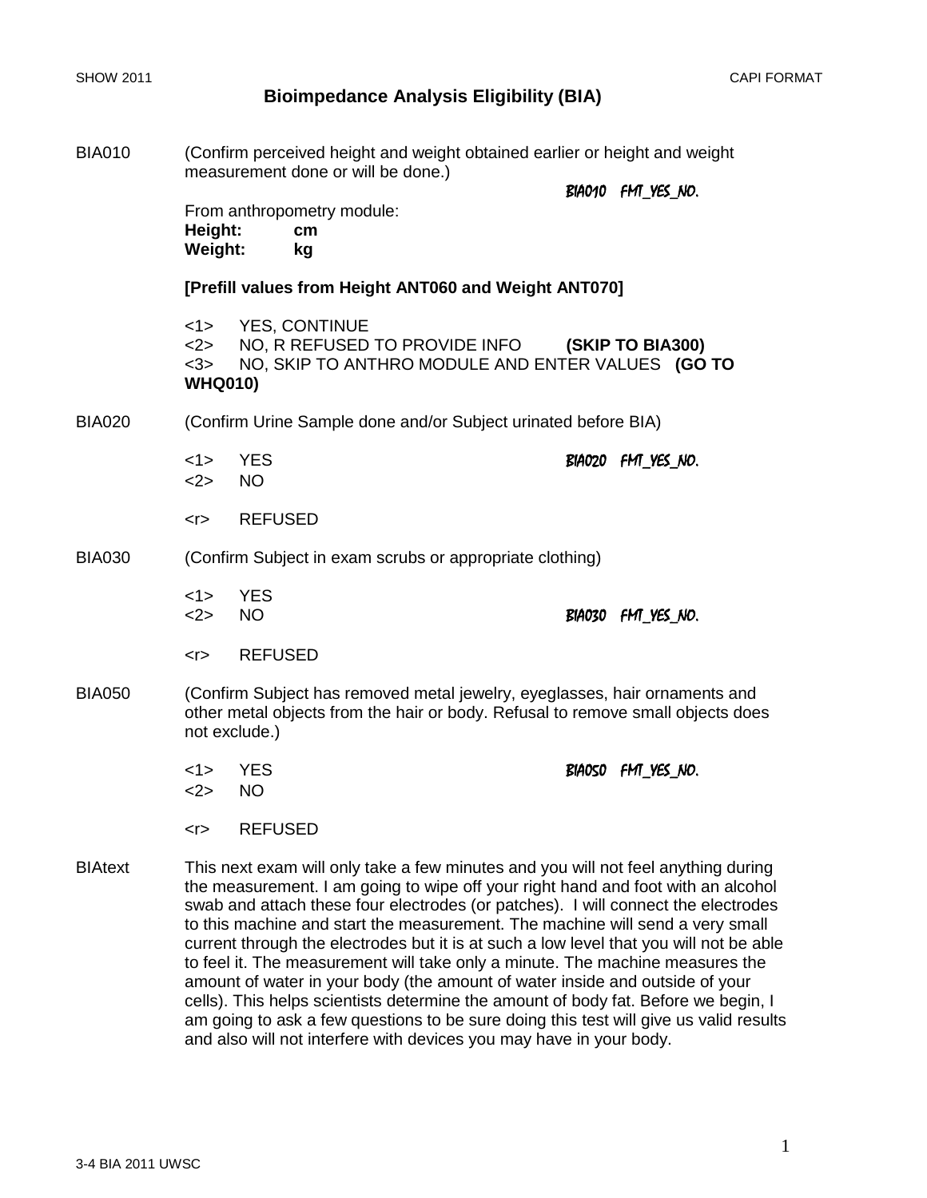# Bioimpedance Analysis Eligibility (BIA)

BIA010 (Confirm perceived height and weight obtained earlier or height and weight measurement done or will be done.)

BIA010 FMT_YES_NO.

From anthropometry module:
**Height: cm**
**Weight: kg**

**[Prefill values from Height ANT060 and Weight ANT070]**

<1> YES, CONTINUE
<2> NO, R REFUSED TO PROVIDE INFO **(SKIP TO BIA300)**
<3> NO, SKIP TO ANTHRO MODULE AND ENTER VALUES **(GO TO WHQ010)**

BIA020 (Confirm Urine Sample done and/or Subject urinated before BIA)

BIA020 FMT_YES_NO.

<1> YES
<2> NO

<r> REFUSED

BIA030 (Confirm Subject in exam scrubs or appropriate clothing)

BIA030 FMT_YES_NO.

<1> YES
<2> NO

<r> REFUSED

BIA050 (Confirm Subject has removed metal jewelry, eyeglasses, hair ornaments and other metal objects from the hair or body. Refusal to remove small objects does not exclude.)

BIA050 FMT_YES_NO.

<1> YES
<2> NO

<r> REFUSED

BIAtext This next exam will only take a few minutes and you will not feel anything during the measurement. I am going to wipe off your right hand and foot with an alcohol swab and attach these four electrodes (or patches). I will connect the electrodes to this machine and start the measurement. The machine will send a very small current through the electrodes but it is at such a low level that you will not be able to feel it. The measurement will take only a minute. The machine measures the amount of water in your body (the amount of water inside and outside of your cells). This helps scientists determine the amount of body fat. Before we begin, I am going to ask a few questions to be sure doing this test will give us valid results and also will not interfere with devices you may have in your body.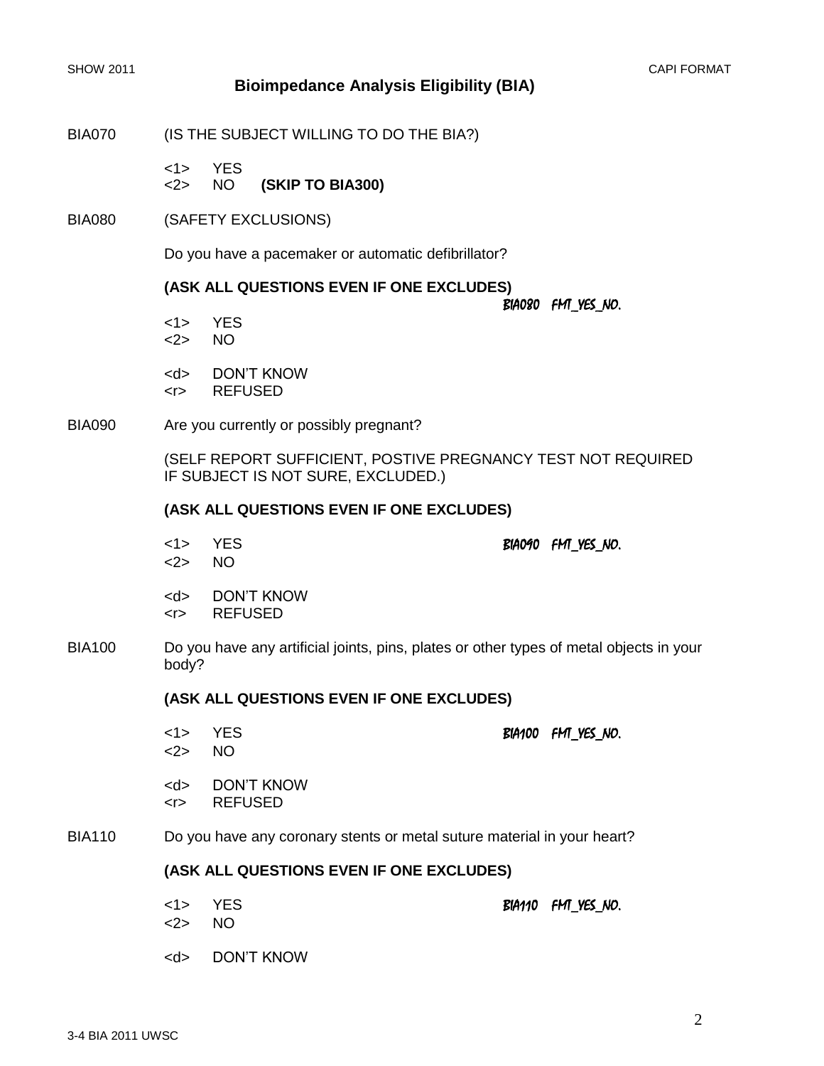# Bioimpedance Analysis Eligibility (BIA)

BIA070 (IS THE SUBJECT WILLING TO DO THE BIA?)

<1> YES
<2> NO **(SKIP TO BIA300)**

BIA080 (SAFETY EXCLUSIONS)

Do you have a pacemaker or automatic defibrillator?

**(ASK ALL QUESTIONS EVEN IF ONE EXCLUDES)**

BIA080 FMT_YES_NO.

<1> YES
<2> NO

<d> DON'T KNOW
<r> REFUSED

BIA090 Are you currently or possibly pregnant?

(SELF REPORT SUFFICIENT, POSTIVE PREGNANCY TEST NOT REQUIRED IF SUBJECT IS NOT SURE, EXCLUDED.)

**(ASK ALL QUESTIONS EVEN IF ONE EXCLUDES)**

<1> YES
<2> NO

BIA090 FMT_YES_NO.

<d> DON'T KNOW
<r> REFUSED

BIA100 Do you have any artificial joints, pins, plates or other types of metal objects in your body?

**(ASK ALL QUESTIONS EVEN IF ONE EXCLUDES)**

<1> YES
<2> NO

BIA100 FMT_YES_NO.

<d> DON'T KNOW
<r> REFUSED

BIA110 Do you have any coronary stents or metal suture material in your heart?

**(ASK ALL QUESTIONS EVEN IF ONE EXCLUDES)**

<1> YES
<2> NO

BIA110 FMT_YES_NO.

<d> DON'T KNOW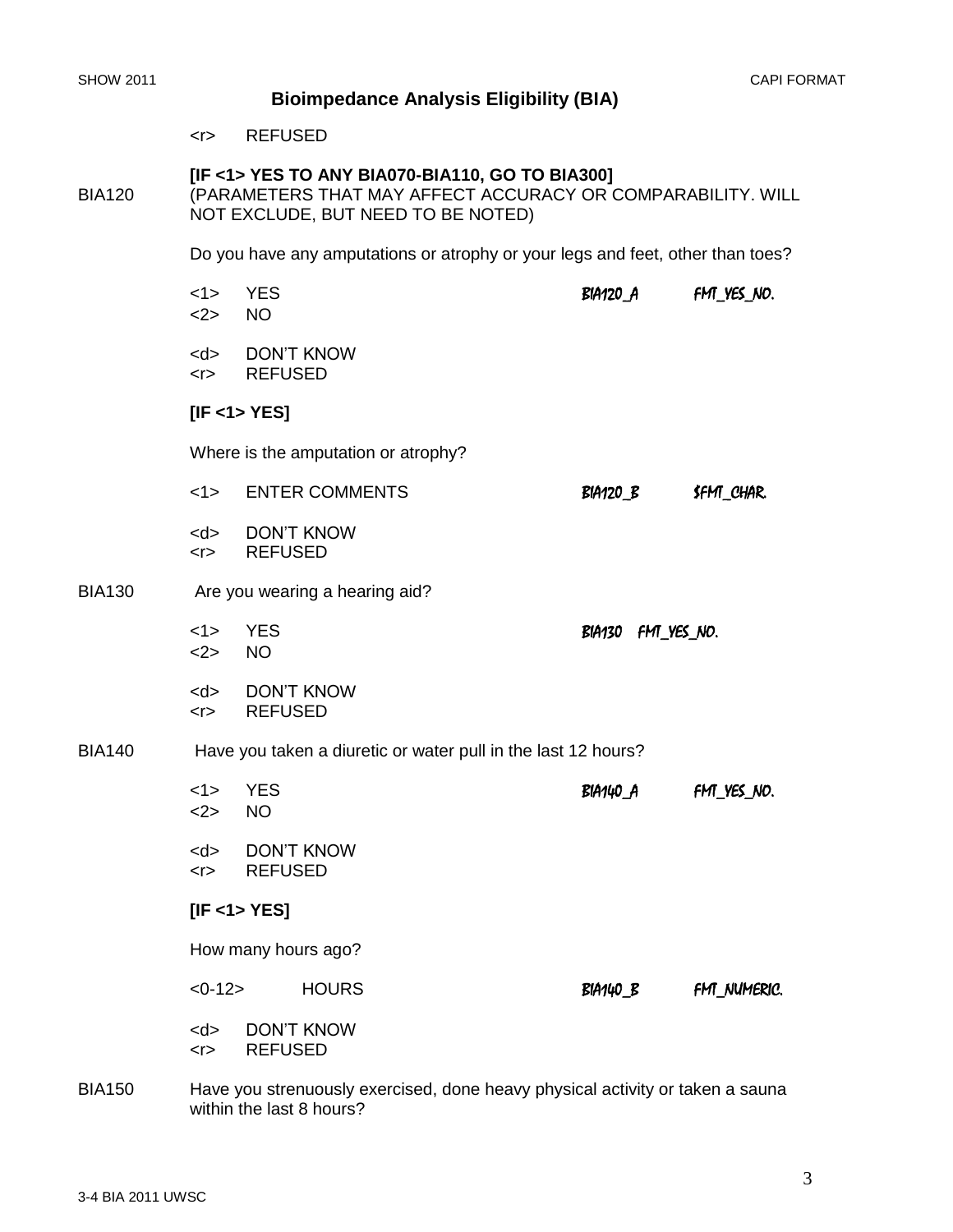## Bioimpedance Analysis Eligibility (BIA)

<r> REFUSED

**[IF <1> YES TO ANY BIA070-BIA110, GO TO BIA300]**

BIA120 (PARAMETERS THAT MAY AFFECT ACCURACY OR COMPARABILITY. WILL NOT EXCLUDE, BUT NEED TO BE NOTED)

Do you have any amputations or atrophy or your legs and feet, other than toes?

<1> YES BIA120_A FMT_YES_NO.
<2> NO

<d> DON'T KNOW
<r> REFUSED

**[IF <1> YES]**

Where is the amputation or atrophy?

<1> ENTER COMMENTS BIA120_B $FMT_CHAR.

<d> DON'T KNOW
<r> REFUSED

BIA130 Are you wearing a hearing aid?

<1> YES BIA130 FMT_YES_NO.
<2> NO

<d> DON'T KNOW
<r> REFUSED

BIA140 Have you taken a diuretic or water pull in the last 12 hours?

<1> YES BIA140_A FMT_YES_NO.
<2> NO

<d> DON'T KNOW
<r> REFUSED

**[IF <1> YES]**

How many hours ago?

<0-12> HOURS BIA140_B FMT_NUMERIC.

<d> DON'T KNOW
<r> REFUSED

BIA150 Have you strenuously exercised, done heavy physical activity or taken a sauna within the last 8 hours?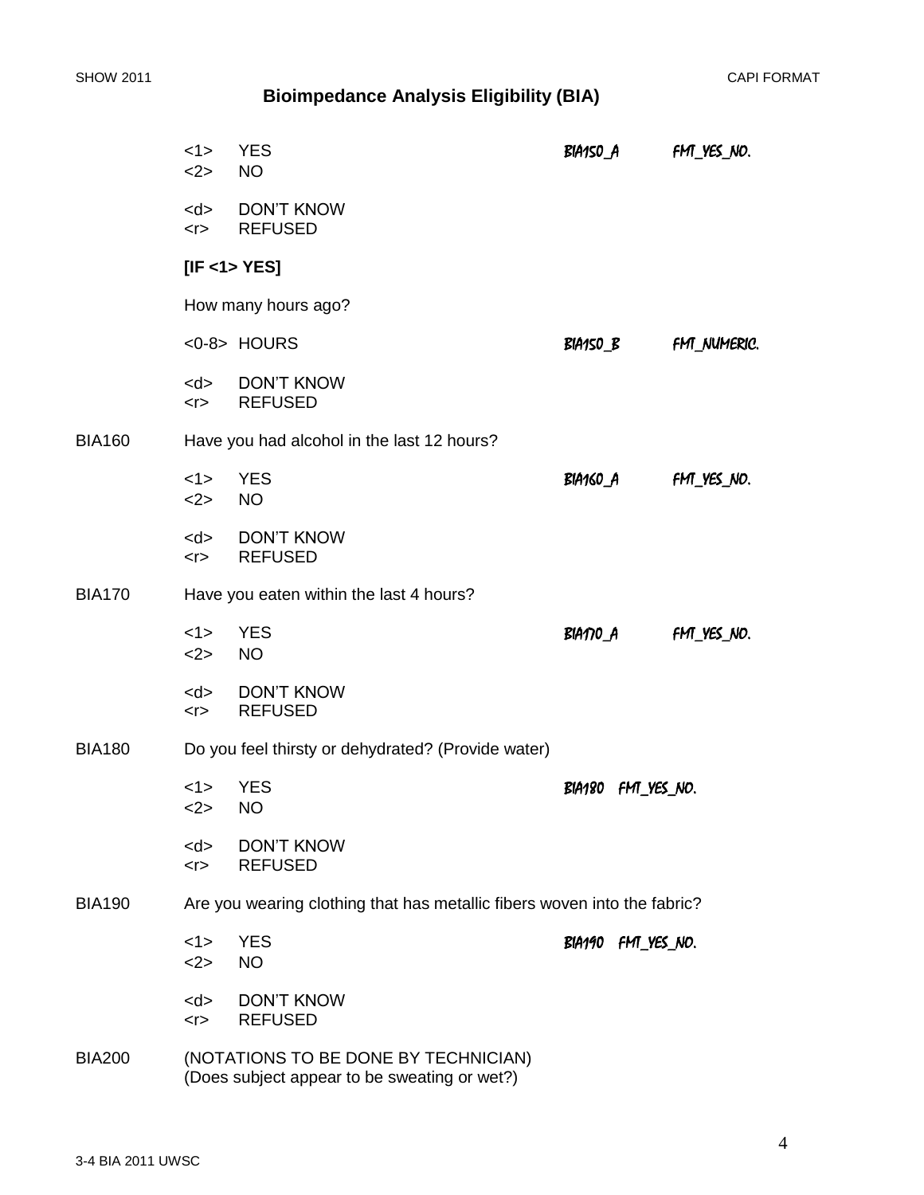## Bioimpedance Analysis Eligibility (BIA)

<1> YES　　BIA150_A　　FMT_YES_NO.
<2> NO

<d> DON'T KNOW
<r> REFUSED

**[IF <1> YES]**

How many hours ago?

<0-8> HOURS　　BIA150_B　　FMT_NUMERIC.

<d> DON'T KNOW
<r> REFUSED

BIA160　Have you had alcohol in the last 12 hours?

<1> YES　　BIA160_A　　FMT_YES_NO.
<2> NO

<d> DON'T KNOW
<r> REFUSED

BIA170　Have you eaten within the last 4 hours?

<1> YES　　BIA170_A　　FMT_YES_NO.
<2> NO

<d> DON'T KNOW
<r> REFUSED

BIA180　Do you feel thirsty or dehydrated? (Provide water)

<1> YES　　BIA180　FMT_YES_NO.
<2> NO

<d> DON'T KNOW
<r> REFUSED

BIA190　Are you wearing clothing that has metallic fibers woven into the fabric?

<1> YES　　BIA190　FMT_YES_NO.
<2> NO

<d> DON'T KNOW
<r> REFUSED

BIA200　(NOTATIONS TO BE DONE BY TECHNICIAN)
(Does subject appear to be sweating or wet?)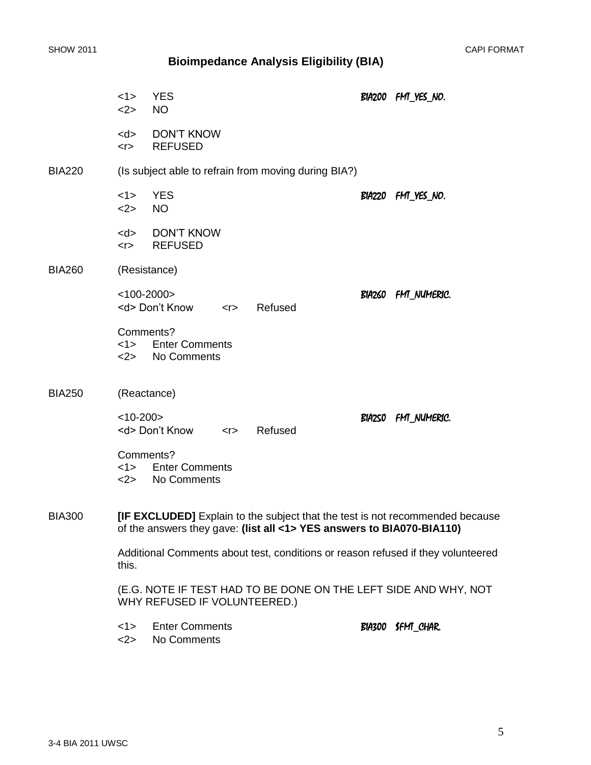## Bioimpedance Analysis Eligibility (BIA)

<1> YES — BIA200 FMT_YES_NO.
<2> NO

<d> DON'T KNOW
<r> REFUSED

**BIA220** (Is subject able to refrain from moving during BIA?)

<1> YES — BIA220 FMT_YES_NO.
<2> NO

<d> DON'T KNOW
<r> REFUSED

**BIA260** (Resistance)

<100-2000> — BIA260 FMT_NUMERIC.
<d> Don't Know <r> Refused

Comments?
<1> Enter Comments
<2> No Comments

**BIA250** (Reactance)

<10-200> — BIA250 FMT_NUMERIC.
<d> Don't Know <r> Refused

Comments?
<1> Enter Comments
<2> No Comments

**BIA300** **[IF EXCLUDED]** Explain to the subject that the test is not recommended because of the answers they gave: **(list all <1> YES answers to BIA070-BIA110)**

Additional Comments about test, conditions or reason refused if they volunteered this.

(E.G. NOTE IF TEST HAD TO BE DONE ON THE LEFT SIDE AND WHY, NOT WHY REFUSED IF VOLUNTEERED.)

<1> Enter Comments — BIA300 $FMT_CHAR.
<2> No Comments